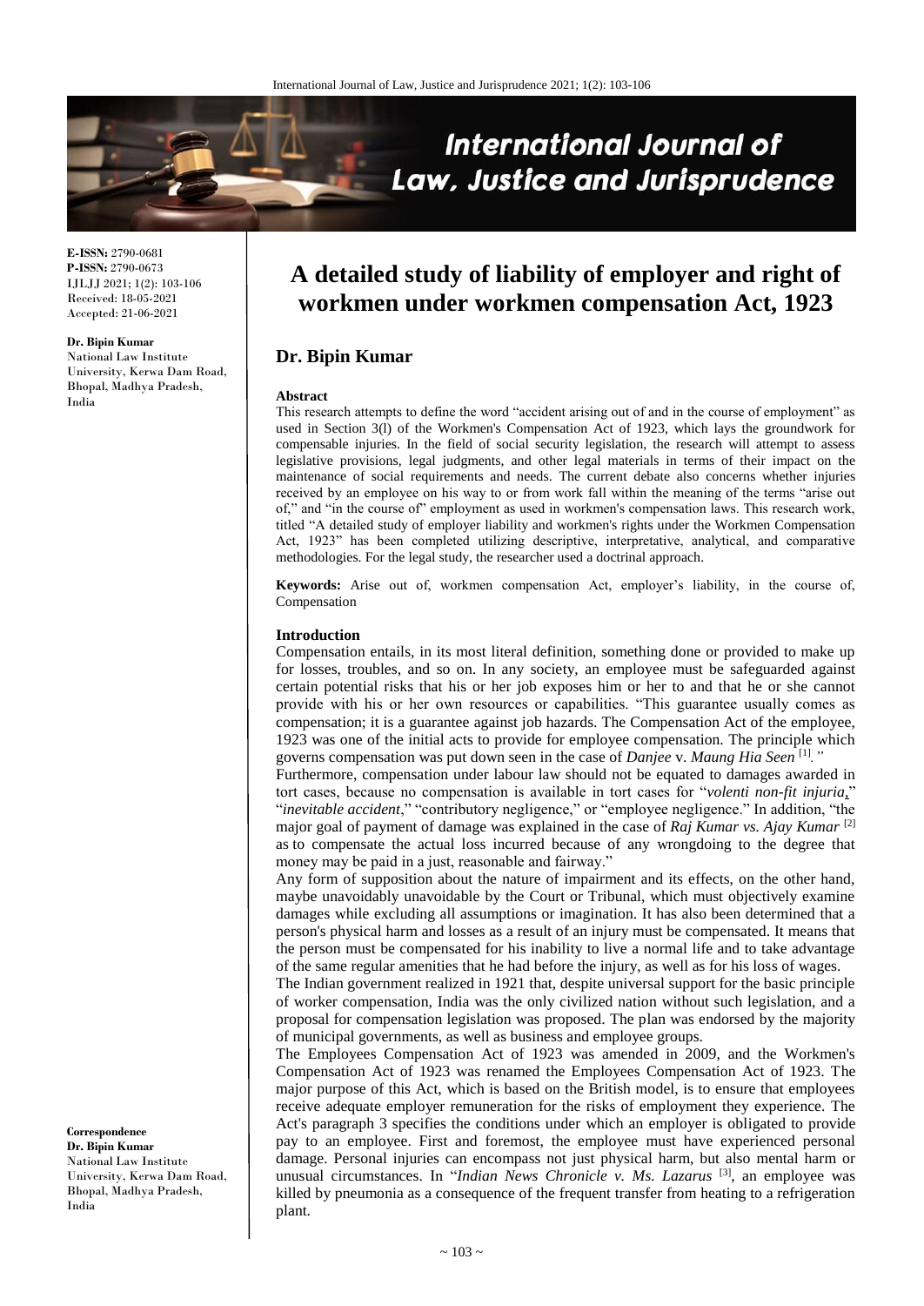# A detailed study of liability of employer and right of workmen under workmen compensation Act, 1923

## Dr. Bipin Kumar

**E-ISSN:** 2790-0681
**P-ISSN:** 2790-0673
IJLJJ 2021; 1(2): 103-106
Received: 18-05-2021
Accepted: 21-06-2021

**Dr. Bipin Kumar**
National Law Institute University, Kerwa Dam Road, Bhopal, Madhya Pradesh, India

**Correspondence**
**Dr. Bipin Kumar**
National Law Institute University, Kerwa Dam Road, Bhopal, Madhya Pradesh, India

### Abstract

This research attempts to define the word "accident arising out of and in the course of employment" as used in Section 3(l) of the Workmen's Compensation Act of 1923, which lays the groundwork for compensable injuries. In the field of social security legislation, the research will attempt to assess legislative provisions, legal judgments, and other legal materials in terms of their impact on the maintenance of social requirements and needs. The current debate also concerns whether injuries received by an employee on his way to or from work fall within the meaning of the terms "arise out of," and "in the course of" employment as used in workmen's compensation laws. This research work, titled "A detailed study of employer liability and workmen's rights under the Workmen Compensation Act, 1923" has been completed utilizing descriptive, interpretative, analytical, and comparative methodologies. For the legal study, the researcher used a doctrinal approach.

**Keywords:** Arise out of, workmen compensation Act, employer's liability, in the course of, Compensation

### Introduction

Compensation entails, in its most literal definition, something done or provided to make up for losses, troubles, and so on. In any society, an employee must be safeguarded against certain potential risks that his or her job exposes him or her to and that he or she cannot provide with his or her own resources or capabilities. "This guarantee usually comes as compensation; it is a guarantee against job hazards. The Compensation Act of the employee, 1923 was one of the initial acts to provide for employee compensation. The principle which governs compensation was put down seen in the case of *Danjee* v. *Maung Hia Seen* [1]."

Furthermore, compensation under labour law should not be equated to damages awarded in tort cases, because no compensation is available in tort cases for "*volenti non-fit injuria*," "*inevitable accident*," "contributory negligence," or "employee negligence." In addition, "the major goal of payment of damage was explained in the case of *Raj Kumar vs. Ajay Kumar* [2] as to compensate the actual loss incurred because of any wrongdoing to the degree that money may be paid in a just, reasonable and fairway."

Any form of supposition about the nature of impairment and its effects, on the other hand, maybe unavoidably unavoidable by the Court or Tribunal, which must objectively examine damages while excluding all assumptions or imagination. It has also been determined that a person's physical harm and losses as a result of an injury must be compensated. It means that the person must be compensated for his inability to live a normal life and to take advantage of the same regular amenities that he had before the injury, as well as for his loss of wages.

The Indian government realized in 1921 that, despite universal support for the basic principle of worker compensation, India was the only civilized nation without such legislation, and a proposal for compensation legislation was proposed. The plan was endorsed by the majority of municipal governments, as well as business and employee groups.

The Employees Compensation Act of 1923 was amended in 2009, and the Workmen's Compensation Act of 1923 was renamed the Employees Compensation Act of 1923. The major purpose of this Act, which is based on the British model, is to ensure that employees receive adequate employer remuneration for the risks of employment they experience. The Act's paragraph 3 specifies the conditions under which an employer is obligated to provide pay to an employee. First and foremost, the employee must have experienced personal damage. Personal injuries can encompass not just physical harm, but also mental harm or unusual circumstances. In "*Indian News Chronicle v. Ms. Lazarus* [3], an employee was killed by pneumonia as a consequence of the frequent transfer from heating to a refrigeration plant.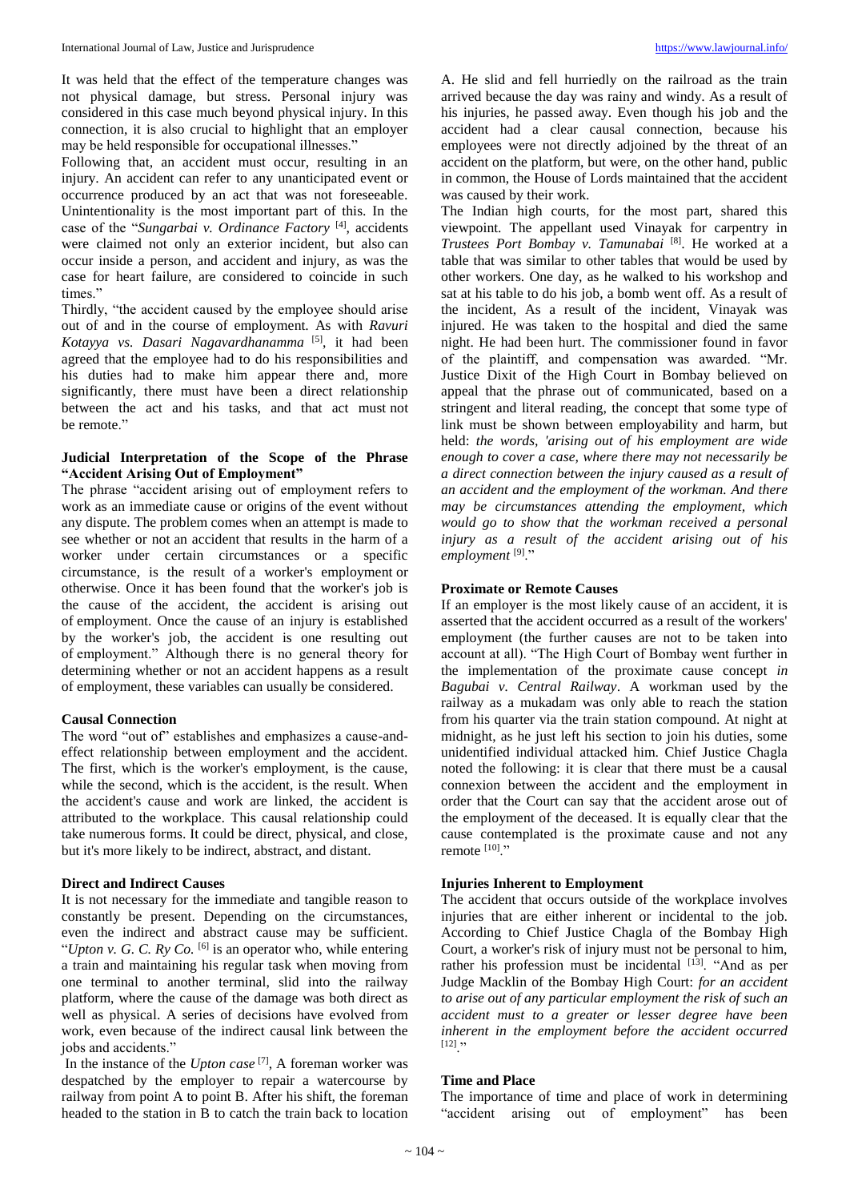It was held that the effect of the temperature changes was not physical damage, but stress. Personal injury was considered in this case much beyond physical injury. In this connection, it is also crucial to highlight that an employer may be held responsible for occupational illnesses."

Following that, an accident must occur, resulting in an injury. An accident can refer to any unanticipated event or occurrence produced by an act that was not foreseeable. Unintentionality is the most important part of this. In the case of the "*Sungarbai v. Ordinance Factory* [4], accidents were claimed not only an exterior incident, but also can occur inside a person, and accident and injury, as was the case for heart failure, are considered to coincide in such times."

Thirdly, "the accident caused by the employee should arise out of and in the course of employment. As with *Ravuri Kotayya vs. Dasari Nagavardhanamma* [5], it had been agreed that the employee had to do his responsibilities and his duties had to make him appear there and, more significantly, there must have been a direct relationship between the act and his tasks, and that act must not be remote."

### Judicial Interpretation of the Scope of the Phrase "Accident Arising Out of Employment"

The phrase "accident arising out of employment refers to work as an immediate cause or origins of the event without any dispute. The problem comes when an attempt is made to see whether or not an accident that results in the harm of a worker under certain circumstances or a specific circumstance, is the result of a worker's employment or otherwise. Once it has been found that the worker's job is the cause of the accident, the accident is arising out of employment. Once the cause of an injury is established by the worker's job, the accident is one resulting out of employment." Although there is no general theory for determining whether or not an accident happens as a result of employment, these variables can usually be considered.

### Causal Connection

The word "out of" establishes and emphasizes a cause-and-effect relationship between employment and the accident. The first, which is the worker's employment, is the cause, while the second, which is the accident, is the result. When the accident's cause and work are linked, the accident is attributed to the workplace. This causal relationship could take numerous forms. It could be direct, physical, and close, but it's more likely to be indirect, abstract, and distant.

### Direct and Indirect Causes

It is not necessary for the immediate and tangible reason to constantly be present. Depending on the circumstances, even the indirect and abstract cause may be sufficient. "*Upton v. G. C. Ry Co.* [6] is an operator who, while entering a train and maintaining his regular task when moving from one terminal to another terminal, slid into the railway platform, where the cause of the damage was both direct as well as physical. A series of decisions have evolved from work, even because of the indirect causal link between the jobs and accidents."

In the instance of the *Upton case* [7], A foreman worker was despatched by the employer to repair a watercourse by railway from point A to point B. After his shift, the foreman headed to the station in B to catch the train back to location A. He slid and fell hurriedly on the railroad as the train arrived because the day was rainy and windy. As a result of his injuries, he passed away. Even though his job and the accident had a clear causal connection, because his employees were not directly adjoined by the threat of an accident on the platform, but were, on the other hand, public in common, the House of Lords maintained that the accident was caused by their work.

The Indian high courts, for the most part, shared this viewpoint. The appellant used Vinayak for carpentry in *Trustees Port Bombay v. Tamunabai* [8]. He worked at a table that was similar to other tables that would be used by other workers. One day, as he walked to his workshop and sat at his table to do his job, a bomb went off. As a result of the incident, As a result of the incident, Vinayak was injured. He was taken to the hospital and died the same night. He had been hurt. The commissioner found in favor of the plaintiff, and compensation was awarded. "Mr. Justice Dixit of the High Court in Bombay believed on appeal that the phrase out of communicated, based on a stringent and literal reading, the concept that some type of link must be shown between employability and harm, but held: *the words, 'arising out of his employment are wide enough to cover a case, where there may not necessarily be a direct connection between the injury caused as a result of an accident and the employment of the workman. And there may be circumstances attending the employment, which would go to show that the workman received a personal injury as a result of the accident arising out of his employment* [9]."

### Proximate or Remote Causes

If an employer is the most likely cause of an accident, it is asserted that the accident occurred as a result of the workers' employment (the further causes are not to be taken into account at all). "The High Court of Bombay went further in the implementation of the proximate cause concept *in Bagubai v. Central Railway*. A workman used by the railway as a mukadam was only able to reach the station from his quarter via the train station compound. At night at midnight, as he just left his section to join his duties, some unidentified individual attacked him. Chief Justice Chagla noted the following: it is clear that there must be a causal connexion between the accident and the employment in order that the Court can say that the accident arose out of the employment of the deceased. It is equally clear that the cause contemplated is the proximate cause and not any remote [10]."

### Injuries Inherent to Employment

The accident that occurs outside of the workplace involves injuries that are either inherent or incidental to the job. According to Chief Justice Chagla of the Bombay High Court, a worker's risk of injury must not be personal to him, rather his profession must be incidental [13]. "And as per Judge Macklin of the Bombay High Court: *for an accident to arise out of any particular employment the risk of such an accident must to a greater or lesser degree have been inherent in the employment before the accident occurred* [12]."

### Time and Place

The importance of time and place of work in determining "accident arising out of employment" has been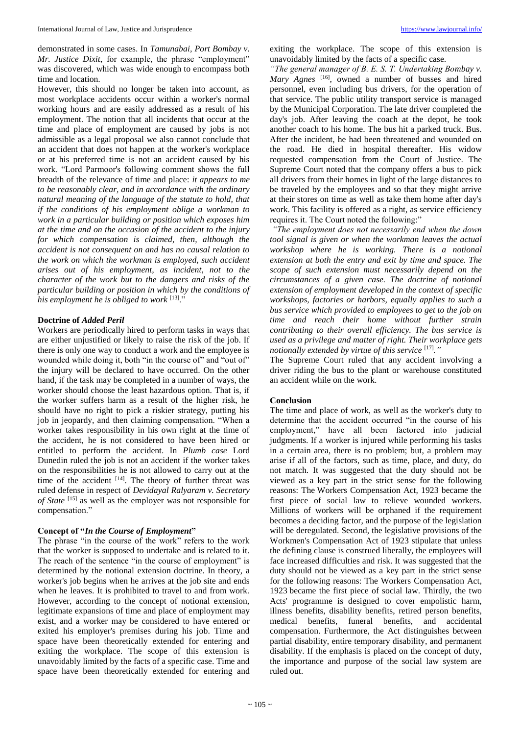demonstrated in some cases. In *Tamunabai, Port Bombay v. Mr. Justice Dixit*, for example, the phrase "employment" was discovered, which was wide enough to encompass both time and location.

However, this should no longer be taken into account, as most workplace accidents occur within a worker's normal working hours and are easily addressed as a result of his employment. The notion that all incidents that occur at the time and place of employment are caused by jobs is not admissible as a legal proposal we also cannot conclude that an accident that does not happen at the worker's workplace or at his preferred time is not an accident caused by his work. "Lord Parmoor's following comment shows the full breadth of the relevance of time and place: *it appears to me to be reasonably clear, and in accordance with the ordinary natural meaning of the language of the statute to hold, that if the conditions of his employment oblige a workman to work in a particular building or position which exposes him at the time and on the occasion of the accident to the injury for which compensation is claimed, then, although the accident is not consequent on and has no causal relation to the work on which the workman is employed, such accident arises out of his employment, as incident, not to the character of the work but to the dangers and risks of the particular building or position in which by the conditions of his employment he is obliged to work* [13]."

### Doctrine of *Added Peril*

Workers are periodically hired to perform tasks in ways that are either unjustified or likely to raise the risk of the job. If there is only one way to conduct a work and the employee is wounded while doing it, both "in the course of" and "out of" the injury will be declared to have occurred. On the other hand, if the task may be completed in a number of ways, the worker should choose the least hazardous option. That is, if the worker suffers harm as a result of the higher risk, he should have no right to pick a riskier strategy, putting his job in jeopardy, and then claiming compensation. "When a worker takes responsibility in his own right at the time of the accident, he is not considered to have been hired or entitled to perform the accident. In *Plumb case* Lord Dunedin ruled the job is not an accident if the worker takes on the responsibilities he is not allowed to carry out at the time of the accident [14]. The theory of further threat was ruled defense in respect of *Devidayal Ralyaram v. Secretary of State* [15] as well as the employer was not responsible for compensation."

### Concept of "*In the Course of Employment*"

The phrase "in the course of the work" refers to the work that the worker is supposed to undertake and is related to it. The reach of the sentence "in the course of employment" is determined by the notional extension doctrine. In theory, a worker's job begins when he arrives at the job site and ends when he leaves. It is prohibited to travel to and from work. However, according to the concept of notional extension, legitimate expansions of time and place of employment may exist, and a worker may be considered to have entered or exited his employer's premises during his job. Time and space have been theoretically extended for entering and exiting the workplace. The scope of this extension is unavoidably limited by the facts of a specific case. Time and space have been theoretically extended for entering and exiting the workplace. The scope of this extension is unavoidably limited by the facts of a specific case.

*"The general manager of B. E. S. T. Undertaking Bombay v. Mary Agnes* [16], owned a number of busses and hired personnel, even including bus drivers, for the operation of that service. The public utility transport service is managed by the Municipal Corporation. The late driver completed the day's job. After leaving the coach at the depot, he took another coach to his home. The bus hit a parked truck. Bus. After the incident, he had been threatened and wounded on the road. He died in hospital thereafter. His widow requested compensation from the Court of Justice. The Supreme Court noted that the company offers a bus to pick all drivers from their homes in light of the large distances to be traveled by the employees and so that they might arrive at their stores on time as well as take them home after day's work. This facility is offered as a right, as service efficiency requires it. The Court noted the following:"

*"The employment does not necessarily end when the down tool signal is given or when the workman leaves the actual workshop where he is working. There is a notional extension at both the entry and exit by time and space. The scope of such extension must necessarily depend on the circumstances of a given case. The doctrine of notional extension of employment developed in the context of specific workshops, factories or harbors, equally applies to such a bus service which provided to employees to get to the job on time and reach their home without further strain contributing to their overall efficiency. The bus service is used as a privilege and matter of right. Their workplace gets notionally extended by virtue of this service* [17]*."*

The Supreme Court ruled that any accident involving a driver riding the bus to the plant or warehouse constituted an accident while on the work.

## Conclusion

The time and place of work, as well as the worker's duty to determine that the accident occurred "in the course of his employment," have all been factored into judicial judgments. If a worker is injured while performing his tasks in a certain area, there is no problem; but, a problem may arise if all of the factors, such as time, place, and duty, do not match. It was suggested that the duty should not be viewed as a key part in the strict sense for the following reasons: The Workers Compensation Act, 1923 became the first piece of social law to relieve wounded workers. Millions of workers will be orphaned if the requirement becomes a deciding factor, and the purpose of the legislation will be deregulated. Second, the legislative provisions of the Workmen's Compensation Act of 1923 stipulate that unless the defining clause is construed liberally, the employees will face increased difficulties and risk. It was suggested that the duty should not be viewed as a key part in the strict sense for the following reasons: The Workers Compensation Act, 1923 became the first piece of social law. Thirdly, the two Acts' programme is designed to cover empolistic harm, illness benefits, disability benefits, retired person benefits, medical benefits, funeral benefits, and accidental compensation. Furthermore, the Act distinguishes between partial disability, entire temporary disability, and permanent disability. If the emphasis is placed on the concept of duty, the importance and purpose of the social law system are ruled out.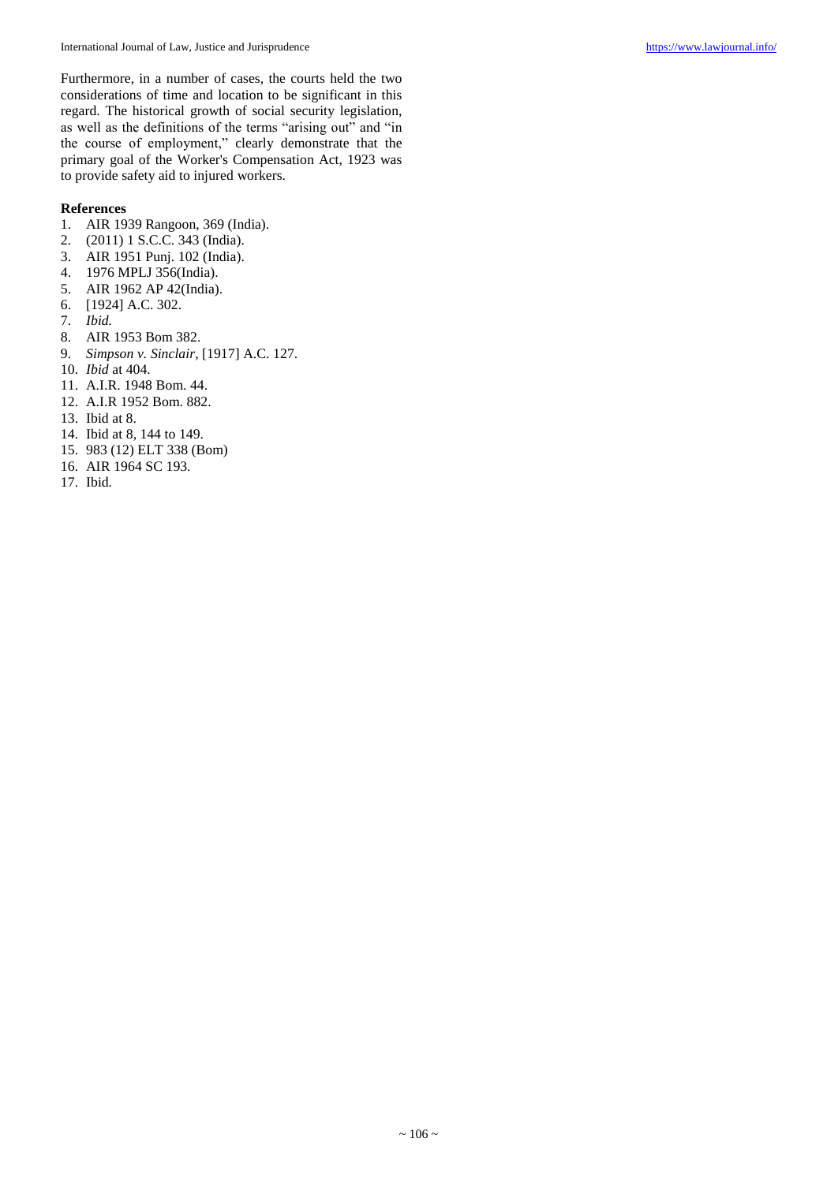Furthermore, in a number of cases, the courts held the two considerations of time and location to be significant in this regard. The historical growth of social security legislation, as well as the definitions of the terms "arising out" and "in the course of employment," clearly demonstrate that the primary goal of the Worker's Compensation Act, 1923 was to provide safety aid to injured workers.

**References**

1. AIR 1939 Rangoon, 369 (India).
2. (2011) 1 S.C.C. 343 (India).
3. AIR 1951 Punj. 102 (India).
4. 1976 MPLJ 356(India).
5. AIR 1962 AP 42(India).
6. [1924] A.C. 302.
7. *Ibid.*
8. AIR 1953 Bom 382.
9. *Simpson v. Sinclair*, [1917] A.C. 127.
10. *Ibid* at 404.
11. A.I.R. 1948 Bom. 44.
12. A.I.R 1952 Bom. 882.
13. Ibid at 8.
14. Ibid at 8, 144 to 149.
15. 983 (12) ELT 338 (Bom)
16. AIR 1964 SC 193.
17. Ibid.